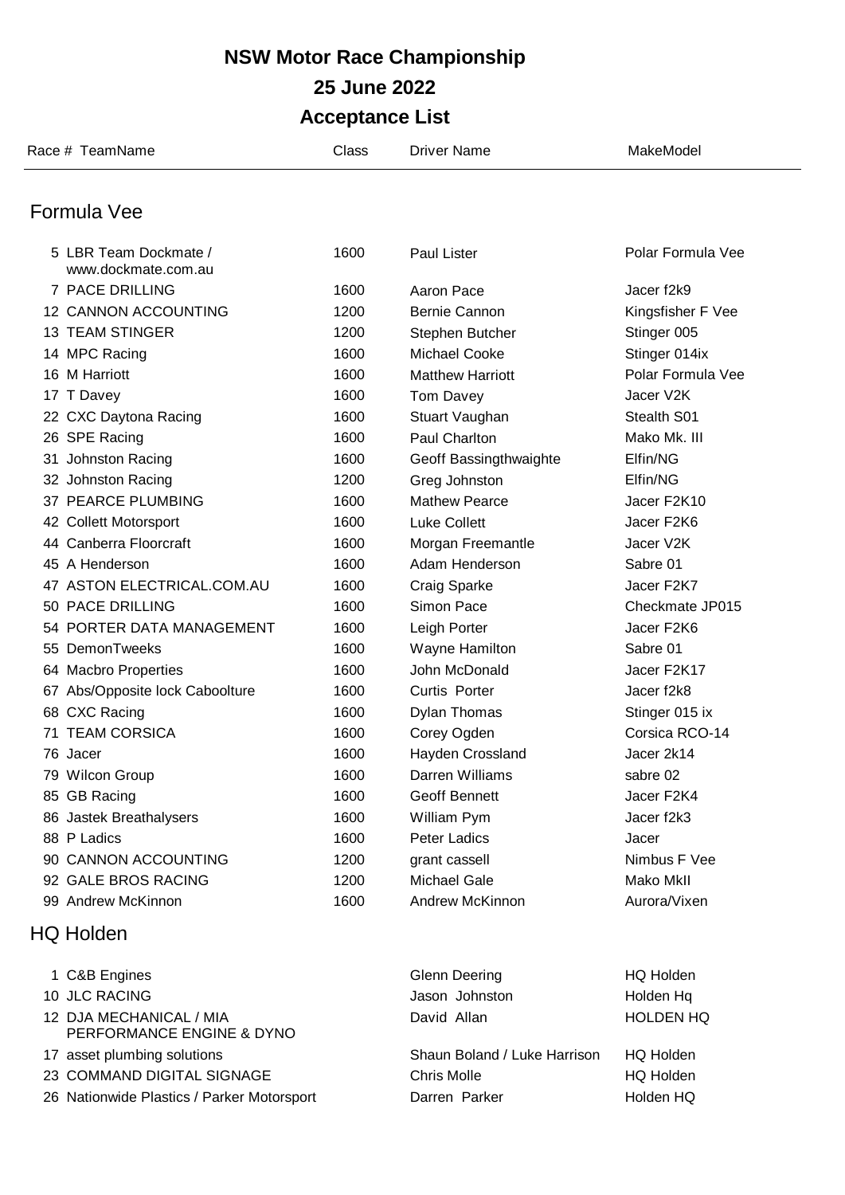# NSW Motor Race Championship

## 25 June 2022

## Acceptance List

### Formula Vee

| Race # | TeamName | Class | Driver Name | MakeModel |
|---|---|---|---|---|
| 5 | LBR Team Dockmate / www.dockmate.com.au | 1600 | Paul Lister | Polar Formula Vee |
| 7 | PACE DRILLING | 1600 | Aaron Pace | Jacer f2k9 |
| 12 | CANNON ACCOUNTING | 1200 | Bernie Cannon | Kingsfisher F Vee |
| 13 | TEAM STINGER | 1200 | Stephen Butcher | Stinger 005 |
| 14 | MPC Racing | 1600 | Michael Cooke | Stinger 014ix |
| 16 | M Harriott | 1600 | Matthew Harriott | Polar Formula Vee |
| 17 | T Davey | 1600 | Tom Davey | Jacer V2K |
| 22 | CXC Daytona Racing | 1600 | Stuart Vaughan | Stealth S01 |
| 26 | SPE Racing | 1600 | Paul Charlton | Mako Mk. III |
| 31 | Johnston Racing | 1600 | Geoff Bassingthwaighte | Elfin/NG |
| 32 | Johnston Racing | 1200 | Greg Johnston | Elfin/NG |
| 37 | PEARCE PLUMBING | 1600 | Mathew Pearce | Jacer F2K10 |
| 42 | Collett Motorsport | 1600 | Luke Collett | Jacer F2K6 |
| 44 | Canberra Floorcraft | 1600 | Morgan Freemantle | Jacer V2K |
| 45 | A Henderson | 1600 | Adam Henderson | Sabre 01 |
| 47 | ASTON ELECTRICAL.COM.AU | 1600 | Craig Sparke | Jacer F2K7 |
| 50 | PACE DRILLING | 1600 | Simon Pace | Checkmate JP015 |
| 54 | PORTER DATA MANAGEMENT | 1600 | Leigh Porter | Jacer F2K6 |
| 55 | DemonTweeks | 1600 | Wayne Hamilton | Sabre 01 |
| 64 | Macbro Properties | 1600 | John McDonald | Jacer F2K17 |
| 67 | Abs/Opposite lock Caboolture | 1600 | Curtis Porter | Jacer f2k8 |
| 68 | CXC Racing | 1600 | Dylan Thomas | Stinger 015 ix |
| 71 | TEAM CORSICA | 1600 | Corey Ogden | Corsica RCO-14 |
| 76 | Jacer | 1600 | Hayden Crossland | Jacer 2k14 |
| 79 | Wilcon Group | 1600 | Darren Williams | sabre 02 |
| 85 | GB Racing | 1600 | Geoff Bennett | Jacer F2K4 |
| 86 | Jastek Breathalysers | 1600 | William Pym | Jacer f2k3 |
| 88 | P Ladics | 1600 | Peter Ladics | Jacer |
| 90 | CANNON ACCOUNTING | 1200 | grant cassell | Nimbus F Vee |
| 92 | GALE BROS RACING | 1200 | Michael Gale | Mako MkII |
| 99 | Andrew McKinnon | 1600 | Andrew McKinnon | Aurora/Vixen |

### HQ Holden

| Race # | TeamName | Class | Driver Name | MakeModel |
|---|---|---|---|---|
| 1 | C&B Engines | | Glenn Deering | HQ Holden |
| 10 | JLC RACING | | Jason Johnston | Holden Hq |
| 12 | DJA MECHANICAL / MIA PERFORMANCE ENGINE & DYNO | | David Allan | HOLDEN HQ |
| 17 | asset plumbing solutions | | Shaun Boland / Luke Harrison | HQ Holden |
| 23 | COMMAND DIGITAL SIGNAGE | | Chris Molle | HQ Holden |
| 26 | Nationwide Plastics / Parker Motorsport | | Darren Parker | Holden HQ |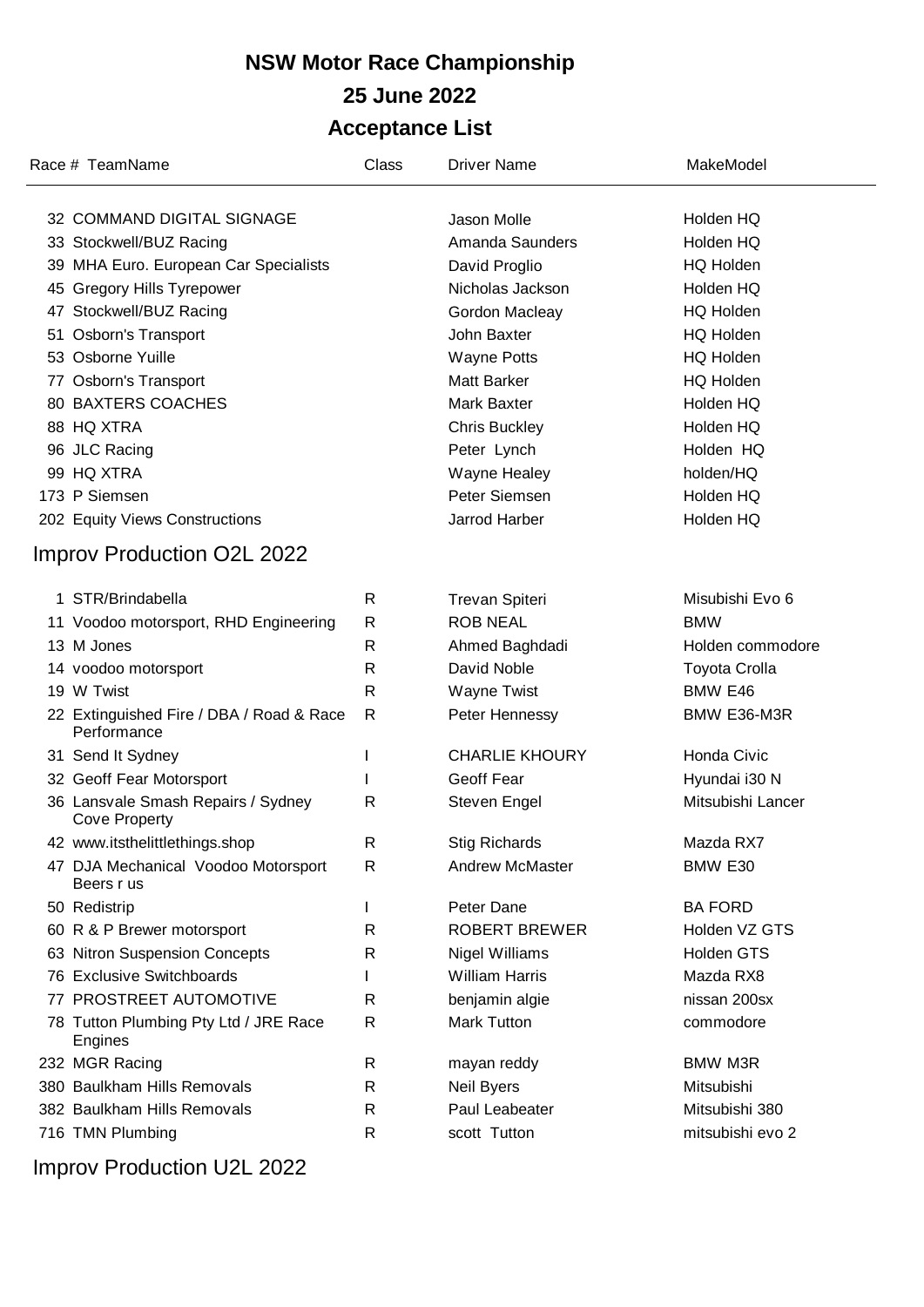# NSW Motor Race Championship

## 25 June 2022

## Acceptance List

| Race # | TeamName | Class | Driver Name | MakeModel |
|---|---|---|---|---|
| 32 | COMMAND DIGITAL SIGNAGE | | Jason Molle | Holden HQ |
| 33 | Stockwell/BUZ Racing | | Amanda Saunders | Holden HQ |
| 39 | MHA Euro. European Car Specialists | | David Proglio | HQ Holden |
| 45 | Gregory Hills Tyrepower | | Nicholas Jackson | Holden HQ |
| 47 | Stockwell/BUZ Racing | | Gordon Macleay | HQ Holden |
| 51 | Osborn's Transport | | John Baxter | HQ Holden |
| 53 | Osborne Yuille | | Wayne Potts | HQ Holden |
| 77 | Osborn's Transport | | Matt Barker | HQ Holden |
| 80 | BAXTERS COACHES | | Mark Baxter | Holden HQ |
| 88 | HQ XTRA | | Chris Buckley | Holden HQ |
| 96 | JLC Racing | | Peter Lynch | Holden HQ |
| 99 | HQ XTRA | | Wayne Healey | holden/HQ |
| 173 | P Siemsen | | Peter Siemsen | Holden HQ |
| 202 | Equity Views Constructions | | Jarrod Harber | Holden HQ |

## Improv Production O2L 2022

| Race # | TeamName | Class | Driver Name | MakeModel |
|---|---|---|---|---|
| 1 | STR/Brindabella | R | Trevan Spiteri | Misubishi Evo 6 |
| 11 | Voodoo motorsport, RHD Engineering | R | ROB NEAL | BMW |
| 13 | M Jones | R | Ahmed Baghdadi | Holden commodore |
| 14 | voodoo motorsport | R | David Noble | Toyota Crolla |
| 19 | W Twist | R | Wayne Twist | BMW E46 |
| 22 | Extinguished Fire / DBA / Road & Race Performance | R | Peter Hennessy | BMW E36-M3R |
| 31 | Send It Sydney | I | CHARLIE KHOURY | Honda Civic |
| 32 | Geoff Fear Motorsport | I | Geoff Fear | Hyundai i30 N |
| 36 | Lansvale Smash Repairs / Sydney Cove Property | R | Steven Engel | Mitsubishi Lancer |
| 42 | www.itsthelittlethings.shop | R | Stig Richards | Mazda RX7 |
| 47 | DJA Mechanical Voodoo Motorsport Beers r us | R | Andrew McMaster | BMW E30 |
| 50 | Redistrip | I | Peter Dane | BA FORD |
| 60 | R & P Brewer motorsport | R | ROBERT BREWER | Holden VZ GTS |
| 63 | Nitron Suspension Concepts | R | Nigel Williams | Holden GTS |
| 76 | Exclusive Switchboards | I | William Harris | Mazda RX8 |
| 77 | PROSTREET AUTOMOTIVE | R | benjamin algie | nissan 200sx |
| 78 | Tutton Plumbing Pty Ltd / JRE Race Engines | R | Mark Tutton | commodore |
| 232 | MGR Racing | R | mayan reddy | BMW M3R |
| 380 | Baulkham Hills Removals | R | Neil Byers | Mitsubishi |
| 382 | Baulkham Hills Removals | R | Paul Leabeater | Mitsubishi 380 |
| 716 | TMN Plumbing | R | scott Tutton | mitsubishi evo 2 |

## Improv Production U2L 2022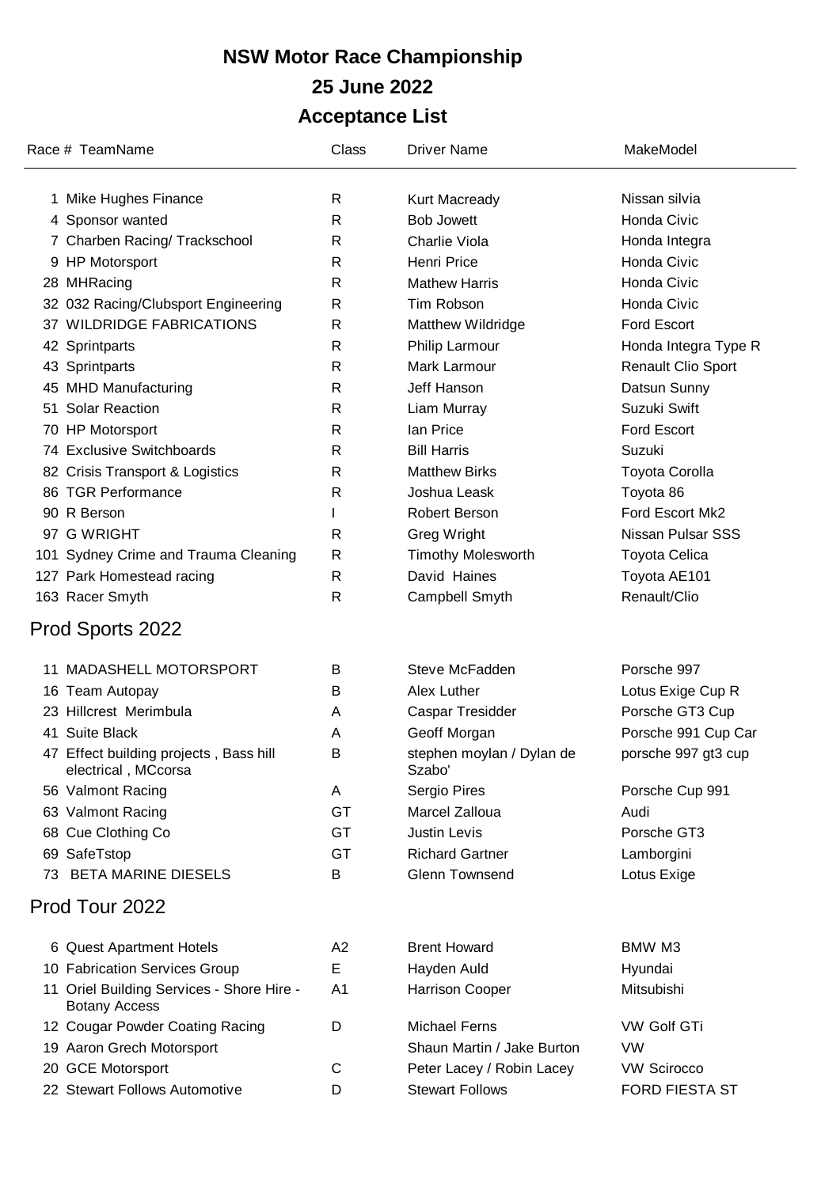# NSW Motor Race Championship

## 25 June 2022

## Acceptance List

| Race # | TeamName | Class | Driver Name | MakeModel |
|---|---|---|---|---|
| 1 | Mike Hughes Finance | R | Kurt Macready | Nissan silvia |
| 4 | Sponsor wanted | R | Bob Jowett | Honda Civic |
| 7 | Charben Racing/ Trackschool | R | Charlie Viola | Honda Integra |
| 9 | HP Motorsport | R | Henri Price | Honda Civic |
| 28 | MHRacing | R | Mathew Harris | Honda Civic |
| 32 | 032 Racing/Clubsport Engineering | R | Tim Robson | Honda Civic |
| 37 | WILDRIDGE FABRICATIONS | R | Matthew Wildridge | Ford Escort |
| 42 | Sprintparts | R | Philip Larmour | Honda Integra Type R |
| 43 | Sprintparts | R | Mark Larmour | Renault Clio Sport |
| 45 | MHD Manufacturing | R | Jeff Hanson | Datsun Sunny |
| 51 | Solar Reaction | R | Liam Murray | Suzuki Swift |
| 70 | HP Motorsport | R | Ian Price | Ford Escort |
| 74 | Exclusive Switchboards | R | Bill Harris | Suzuki |
| 82 | Crisis Transport & Logistics | R | Matthew Birks | Toyota Corolla |
| 86 | TGR Performance | R | Joshua Leask | Toyota 86 |
| 90 | R Berson | I | Robert Berson | Ford Escort Mk2 |
| 97 | G WRIGHT | R | Greg Wright | Nissan Pulsar SSS |
| 101 | Sydney Crime and Trauma Cleaning | R | Timothy Molesworth | Toyota Celica |
| 127 | Park Homestead racing | R | David Haines | Toyota AE101 |
| 163 | Racer Smyth | R | Campbell Smyth | Renault/Clio |

## Prod Sports 2022

| Race # | TeamName | Class | Driver Name | MakeModel |
|---|---|---|---|---|
| 11 | MADASHELL MOTORSPORT | B | Steve McFadden | Porsche 997 |
| 16 | Team Autopay | B | Alex Luther | Lotus Exige Cup R |
| 23 | Hillcrest Merimbula | A | Caspar Tresidder | Porsche GT3 Cup |
| 41 | Suite Black | A | Geoff Morgan | Porsche 991 Cup Car |
| 47 | Effect building projects , Bass hill electrical , MCcorsa | B | stephen moylan / Dylan de Szabo' | porsche 997 gt3 cup |
| 56 | Valmont Racing | A | Sergio Pires | Porsche Cup 991 |
| 63 | Valmont Racing | GT | Marcel Zalloua | Audi |
| 68 | Cue Clothing Co | GT | Justin Levis | Porsche GT3 |
| 69 | SafeTstop | GT | Richard Gartner | Lamborgini |
| 73 | BETA MARINE DIESELS | B | Glenn Townsend | Lotus Exige |

## Prod Tour 2022

| Race # | TeamName | Class | Driver Name | MakeModel |
|---|---|---|---|---|
| 6 | Quest Apartment Hotels | A2 | Brent Howard | BMW M3 |
| 10 | Fabrication Services Group | E | Hayden Auld | Hyundai |
| 11 | Oriel Building Services - Shore Hire - Botany Access | A1 | Harrison Cooper | Mitsubishi |
| 12 | Cougar Powder Coating Racing | D | Michael Ferns | VW Golf GTi |
| 19 | Aaron Grech Motorsport | | Shaun Martin / Jake Burton | VW |
| 20 | GCE Motorsport | C | Peter Lacey / Robin Lacey | VW Scirocco |
| 22 | Stewart Follows Automotive | D | Stewart Follows | FORD FIESTA ST |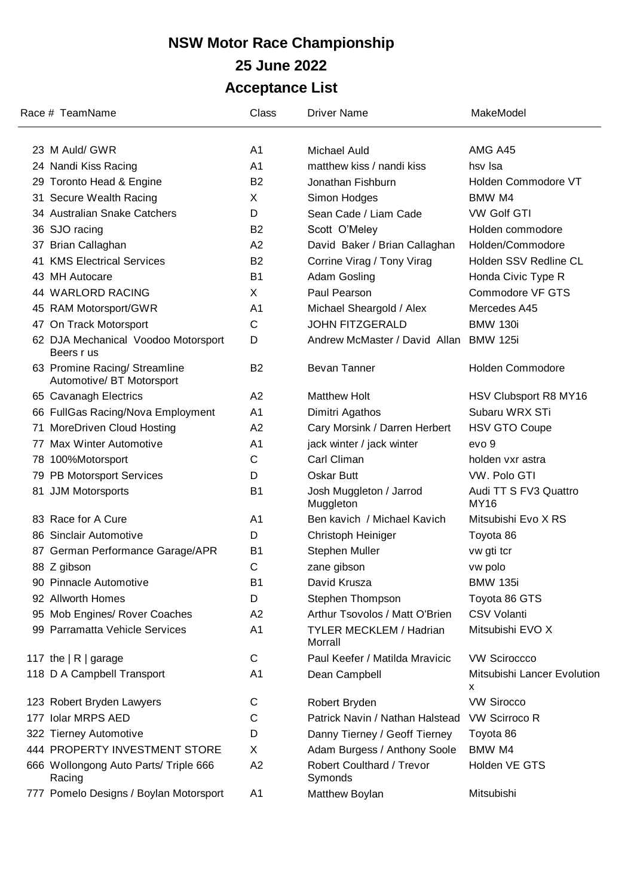# NSW Motor Race Championship

## 25 June 2022

## Acceptance List

| Race # | TeamName | Class | Driver Name | MakeModel |
|---|---|---|---|---|
| 23 | M Auld/ GWR | A1 | Michael Auld | AMG A45 |
| 24 | Nandi Kiss Racing | A1 | matthew kiss / nandi kiss | hsv lsa |
| 29 | Toronto Head & Engine | B2 | Jonathan Fishburn | Holden Commodore VT |
| 31 | Secure Wealth Racing | X | Simon Hodges | BMW M4 |
| 34 | Australian Snake Catchers | D | Sean Cade / Liam Cade | VW Golf GTI |
| 36 | SJO racing | B2 | Scott O'Meley | Holden commodore |
| 37 | Brian Callaghan | A2 | David Baker / Brian Callaghan | Holden/Commodore |
| 41 | KMS Electrical Services | B2 | Corrine Virag / Tony Virag | Holden SSV Redline CL |
| 43 | MH Autocare | B1 | Adam Gosling | Honda Civic Type R |
| 44 | WARLORD RACING | X | Paul Pearson | Commodore VF GTS |
| 45 | RAM Motorsport/GWR | A1 | Michael Sheargold / Alex | Mercedes A45 |
| 47 | On Track Motorsport | C | JOHN FITZGERALD | BMW 130i |
| 62 | DJA Mechanical Voodoo Motorsport Beers r us | D | Andrew McMaster / David Allan | BMW 125i |
| 63 | Promine Racing/ Streamline Automotive/ BT Motorsport | B2 | Bevan Tanner | Holden Commodore |
| 65 | Cavanagh Electrics | A2 | Matthew Holt | HSV Clubsport R8 MY16 |
| 66 | FullGas Racing/Nova Employment | A1 | Dimitri Agathos | Subaru WRX STi |
| 71 | MoreDriven Cloud Hosting | A2 | Cary Morsink / Darren Herbert | HSV GTO Coupe |
| 77 | Max Winter Automotive | A1 | jack winter / jack winter | evo 9 |
| 78 | 100%Motorsport | C | Carl Climan | holden vxr astra |
| 79 | PB Motorsport Services | D | Oskar Butt | VW. Polo GTI |
| 81 | JJM Motorsports | B1 | Josh Muggleton / Jarrod Muggleton | Audi TT S FV3 Quattro MY16 |
| 83 | Race for A Cure | A1 | Ben kavich / Michael Kavich | Mitsubishi Evo X RS |
| 86 | Sinclair Automotive | D | Christoph Heiniger | Toyota 86 |
| 87 | German Performance Garage/APR | B1 | Stephen Muller | vw gti tcr |
| 88 | Z gibson | C | zane gibson | vw polo |
| 90 | Pinnacle Automotive | B1 | David Krusza | BMW 135i |
| 92 | Allworth Homes | D | Stephen Thompson | Toyota 86 GTS |
| 95 | Mob Engines/ Rover Coaches | A2 | Arthur Tsovolos / Matt O'Brien | CSV Volanti |
| 99 | Parramatta Vehicle Services | A1 | TYLER MECKLEM / Hadrian Morrall | Mitsubishi EVO X |
| 117 | the \| R \| garage | C | Paul Keefer / Matilda Mravicic | VW Sciroccco |
| 118 | D A Campbell Transport | A1 | Dean Campbell | Mitsubishi Lancer Evolution x |
| 123 | Robert Bryden Lawyers | C | Robert Bryden | VW Sirocco |
| 177 | Iolar MRPS AED | C | Patrick Navin / Nathan Halstead | VW Scirroco R |
| 322 | Tierney Automotive | D | Danny Tierney / Geoff Tierney | Toyota 86 |
| 444 | PROPERTY INVESTMENT STORE | X | Adam Burgess / Anthony Soole | BMW M4 |
| 666 | Wollongong Auto Parts/ Triple 666 Racing | A2 | Robert Coulthard / Trevor Symonds | Holden VE GTS |
| 777 | Pomelo Designs / Boylan Motorsport | A1 | Matthew Boylan | Mitsubishi |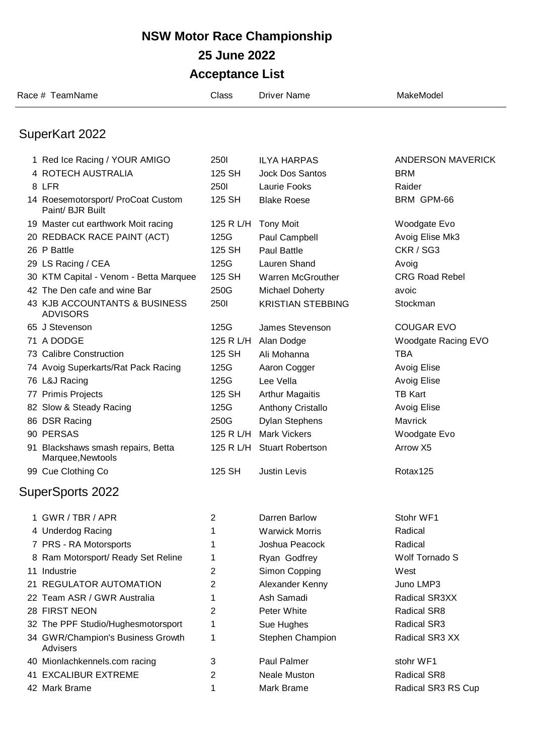# NSW Motor Race Championship

## 25 June 2022

## Acceptance List

### SuperKart 2022

| Race # | TeamName | Class | Driver Name | MakeModel |
|---|---|---|---|---|
| 1 | Red Ice Racing / YOUR AMIGO | 250I | ILYA HARPAS | ANDERSON MAVERICK |
| 4 | ROTECH AUSTRALIA | 125 SH | Jock Dos Santos | BRM |
| 8 | LFR | 250I | Laurie Fooks | Raider |
| 14 | Roesemotorsport/ ProCoat Custom Paint/ BJR Built | 125 SH | Blake Roese | BRM GPM-66 |
| 19 | Master cut earthwork Moit racing | 125 R L/H | Tony Moit | Woodgate Evo |
| 20 | REDBACK RACE PAINT (ACT) | 125G | Paul Campbell | Avoig Elise Mk3 |
| 26 | P Battle | 125 SH | Paul Battle | CKR / SG3 |
| 29 | LS Racing / CEA | 125G | Lauren Shand | Avoig |
| 30 | KTM Capital - Venom - Betta Marquee | 125 SH | Warren McGrouther | CRG Road Rebel |
| 42 | The Den cafe and wine Bar | 250G | Michael Doherty | avoic |
| 43 | KJB ACCOUNTANTS & BUSINESS ADVISORS | 250I | KRISTIAN STEBBING | Stockman |
| 65 | J Stevenson | 125G | James Stevenson | COUGAR EVO |
| 71 | A DODGE | 125 R L/H | Alan Dodge | Woodgate Racing EVO |
| 73 | Calibre Construction | 125 SH | Ali Mohanna | TBA |
| 74 | Avoig Superkarts/Rat Pack Racing | 125G | Aaron Cogger | Avoig Elise |
| 76 | L&J Racing | 125G | Lee Vella | Avoig Elise |
| 77 | Primis Projects | 125 SH | Arthur Magaitis | TB Kart |
| 82 | Slow & Steady Racing | 125G | Anthony Cristallo | Avoig Elise |
| 86 | DSR Racing | 250G | Dylan Stephens | Mavrick |
| 90 | PERSAS | 125 R L/H | Mark Vickers | Woodgate Evo |
| 91 | Blackshaws smash repairs, Betta Marquee,Newtools | 125 R L/H | Stuart Robertson | Arrow X5 |
| 99 | Cue Clothing Co | 125 SH | Justin Levis | Rotax125 |

### SuperSports 2022

| Race # | TeamName | Class | Driver Name | MakeModel |
|---|---|---|---|---|
| 1 | GWR / TBR / APR | 2 | Darren Barlow | Stohr WF1 |
| 4 | Underdog Racing | 1 | Warwick Morris | Radical |
| 7 | PRS - RA Motorsports | 1 | Joshua Peacock | Radical |
| 8 | Ram Motorsport/ Ready Set Reline | 1 | Ryan Godfrey | Wolf Tornado S |
| 11 | Industrie | 2 | Simon Copping | West |
| 21 | REGULATOR AUTOMATION | 2 | Alexander Kenny | Juno LMP3 |
| 22 | Team ASR / GWR Australia | 1 | Ash Samadi | Radical SR3XX |
| 28 | FIRST NEON | 2 | Peter White | Radical SR8 |
| 32 | The PPF Studio/Hughesmotorsport | 1 | Sue Hughes | Radical SR3 |
| 34 | GWR/Champion's Business Growth Advisers | 1 | Stephen Champion | Radical SR3 XX |
| 40 | Mionlachkennels.com racing | 3 | Paul Palmer | stohr WF1 |
| 41 | EXCALIBUR EXTREME | 2 | Neale Muston | Radical SR8 |
| 42 | Mark Brame | 1 | Mark Brame | Radical SR3 RS Cup |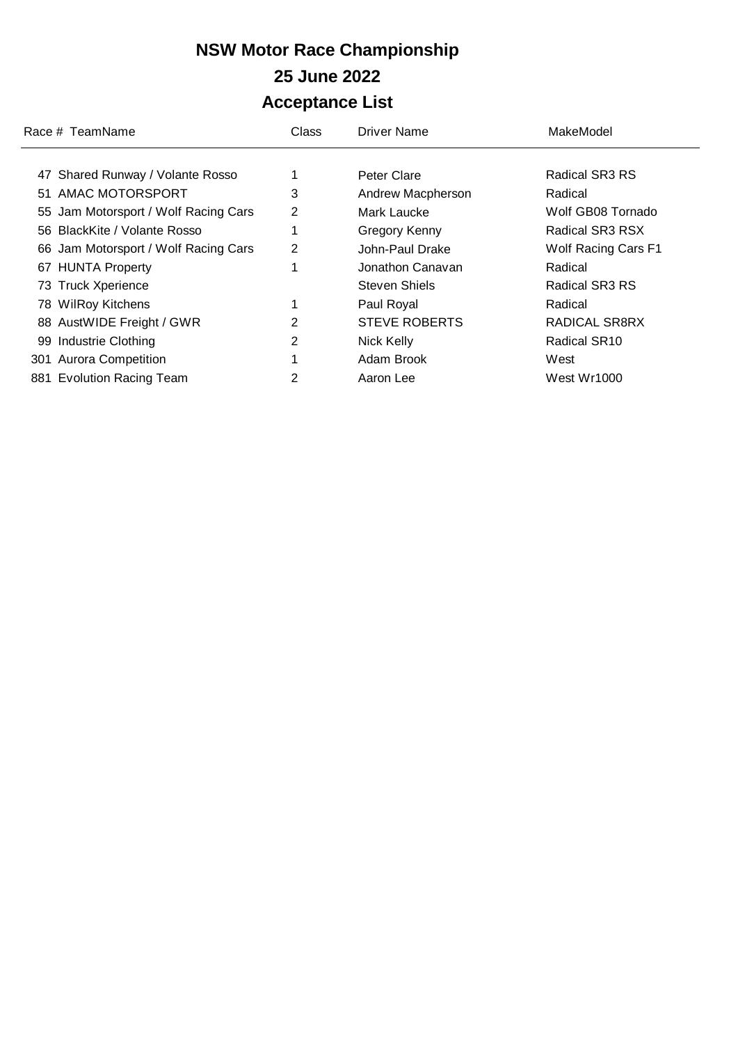# NSW Motor Race Championship

## 25 June 2022

## Acceptance List

| Race # | TeamName | Class | Driver Name | MakeModel |
|---|---|---|---|---|
| 47 | Shared Runway / Volante Rosso | 1 | Peter Clare | Radical SR3 RS |
| 51 | AMAC MOTORSPORT | 3 | Andrew Macpherson | Radical |
| 55 | Jam Motorsport / Wolf Racing Cars | 2 | Mark Laucke | Wolf GB08 Tornado |
| 56 | BlackKite / Volante Rosso | 1 | Gregory Kenny | Radical SR3 RSX |
| 66 | Jam Motorsport / Wolf Racing Cars | 2 | John-Paul Drake | Wolf Racing Cars F1 |
| 67 | HUNTA Property | 1 | Jonathon Canavan | Radical |
| 73 | Truck Xperience | | Steven Shiels | Radical SR3 RS |
| 78 | WilRoy Kitchens | 1 | Paul Royal | Radical |
| 88 | AustWIDE Freight / GWR | 2 | STEVE ROBERTS | RADICAL SR8RX |
| 99 | Industrie Clothing | 2 | Nick Kelly | Radical SR10 |
| 301 | Aurora Competition | 1 | Adam Brook | West |
| 881 | Evolution Racing Team | 2 | Aaron Lee | West Wr1000 |